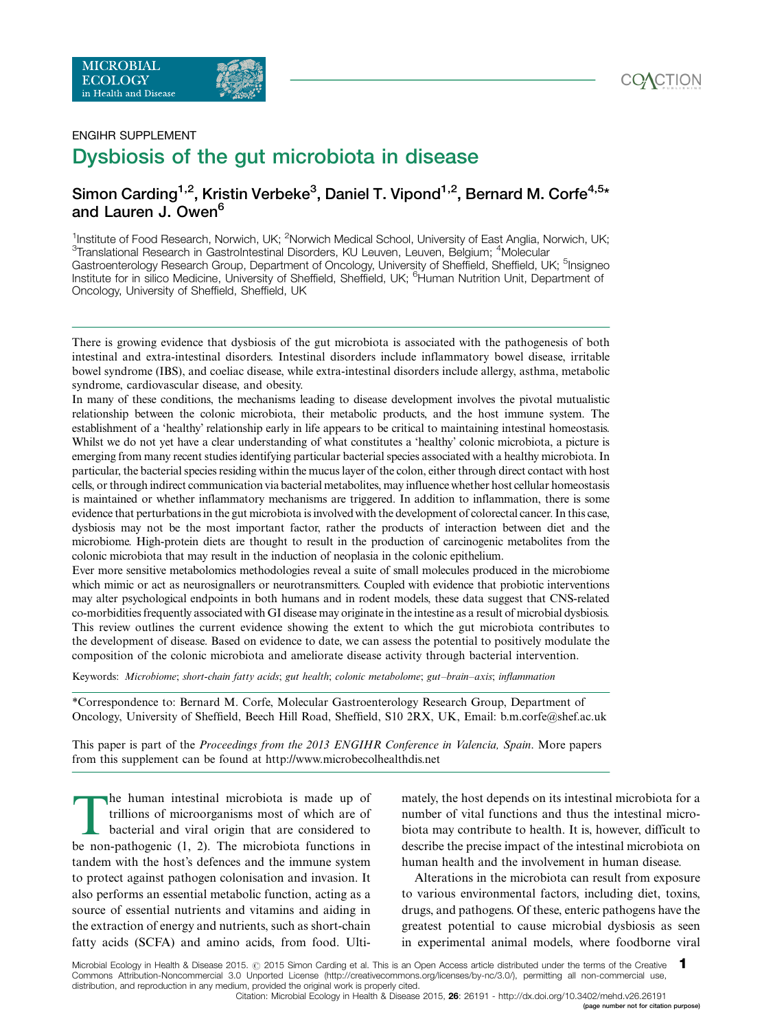ENGIHR SUPPLEMENT

# Dysbiosis of the gut microbiota in disease

## Simon Carding[1,2], Kristin Verbeke[3], Daniel T. Vipond[1,2], Bernard M. Corfe[4,5]* and Lauren J. Owen[6]

[1]Institute of Food Research, Norwich, UK; [2]Norwich Medical School, University of East Anglia, Norwich, UK; [3]Translational Research in GastroIntestinal Disorders, KU Leuven, Leuven, Belgium; [4]Molecular Gastroenterology Research Group, Department of Oncology, University of Sheffield, Sheffield, UK; [5]Insigneo Institute for in silico Medicine, University of Sheffield, Sheffield, UK; [6]Human Nutrition Unit, Department of Oncology, University of Sheffield, Sheffield, UK

There is growing evidence that dysbiosis of the gut microbiota is associated with the pathogenesis of both intestinal and extra-intestinal disorders. Intestinal disorders include inflammatory bowel disease, irritable bowel syndrome (IBS), and coeliac disease, while extra-intestinal disorders include allergy, asthma, metabolic syndrome, cardiovascular disease, and obesity.

In many of these conditions, the mechanisms leading to disease development involves the pivotal mutualistic relationship between the colonic microbiota, their metabolic products, and the host immune system. The establishment of a 'healthy' relationship early in life appears to be critical to maintaining intestinal homeostasis. Whilst we do not yet have a clear understanding of what constitutes a 'healthy' colonic microbiota, a picture is emerging from many recent studies identifying particular bacterial species associated with a healthy microbiota. In particular, the bacterial species residing within the mucus layer of the colon, either through direct contact with host cells, or through indirect communication via bacterial metabolites, may influence whether host cellular homeostasis is maintained or whether inflammatory mechanisms are triggered. In addition to inflammation, there is some evidence that perturbations in the gut microbiota is involved with the development of colorectal cancer. In this case, dysbiosis may not be the most important factor, rather the products of interaction between diet and the microbiome. High-protein diets are thought to result in the production of carcinogenic metabolites from the colonic microbiota that may result in the induction of neoplasia in the colonic epithelium.

Ever more sensitive metabolomics methodologies reveal a suite of small molecules produced in the microbiome which mimic or act as neurosignallers or neurotransmitters. Coupled with evidence that probiotic interventions may alter psychological endpoints in both humans and in rodent models, these data suggest that CNS-related co-morbidities frequently associated with GI disease may originate in the intestine as a result of microbial dysbiosis. This review outlines the current evidence showing the extent to which the gut microbiota contributes to the development of disease. Based on evidence to date, we can assess the potential to positively modulate the composition of the colonic microbiota and ameliorate disease activity through bacterial intervention.

Keywords: *Microbiome*; *short-chain fatty acids*; *gut health*; *colonic metabolome*; *gut–brain–axis*; *inflammation*

*Correspondence to: Bernard M. Corfe, Molecular Gastroenterology Research Group, Department of Oncology, University of Sheffield, Beech Hill Road, Sheffield, S10 2RX, UK, Email: b.m.corfe@shef.ac.uk

This paper is part of the *Proceedings from the 2013 ENGIHR Conference in Valencia, Spain*. More papers from this supplement can be found at http://www.microbecolhealthdis.net

The human intestinal microbiota is made up of trillions of microorganisms most of which are of bacterial and viral origin that are considered to be non-pathogenic (1, 2). The microbiota functions in tandem with the host's defences and the immune system to protect against pathogen colonisation and invasion. It also performs an essential metabolic function, acting as a source of essential nutrients and vitamins and aiding in the extraction of energy and nutrients, such as short-chain fatty acids (SCFA) and amino acids, from food. Ultimately, the host depends on its intestinal microbiota for a number of vital functions and thus the intestinal microbiota may contribute to health. It is, however, difficult to describe the precise impact of the intestinal microbiota on human health and the involvement in human disease.

Alterations in the microbiota can result from exposure to various environmental factors, including diet, toxins, drugs, and pathogens. Of these, enteric pathogens have the greatest potential to cause microbial dysbiosis as seen in experimental animal models, where foodborne viral

Microbial Ecology in Health & Disease 2015. © 2015 Simon Carding et al. This is an Open Access article distributed under the terms of the Creative Commons Attribution-Noncommercial 3.0 Unported License (http://creativecommons.org/licenses/by-nc/3.0/), permitting all non-commercial use, distribution, and reproduction in any medium, provided the original work is properly cited.
Citation: Microbial Ecology in Health & Disease 2015, 26: 26191 - http://dx.doi.org/10.3402/mehd.v26.26191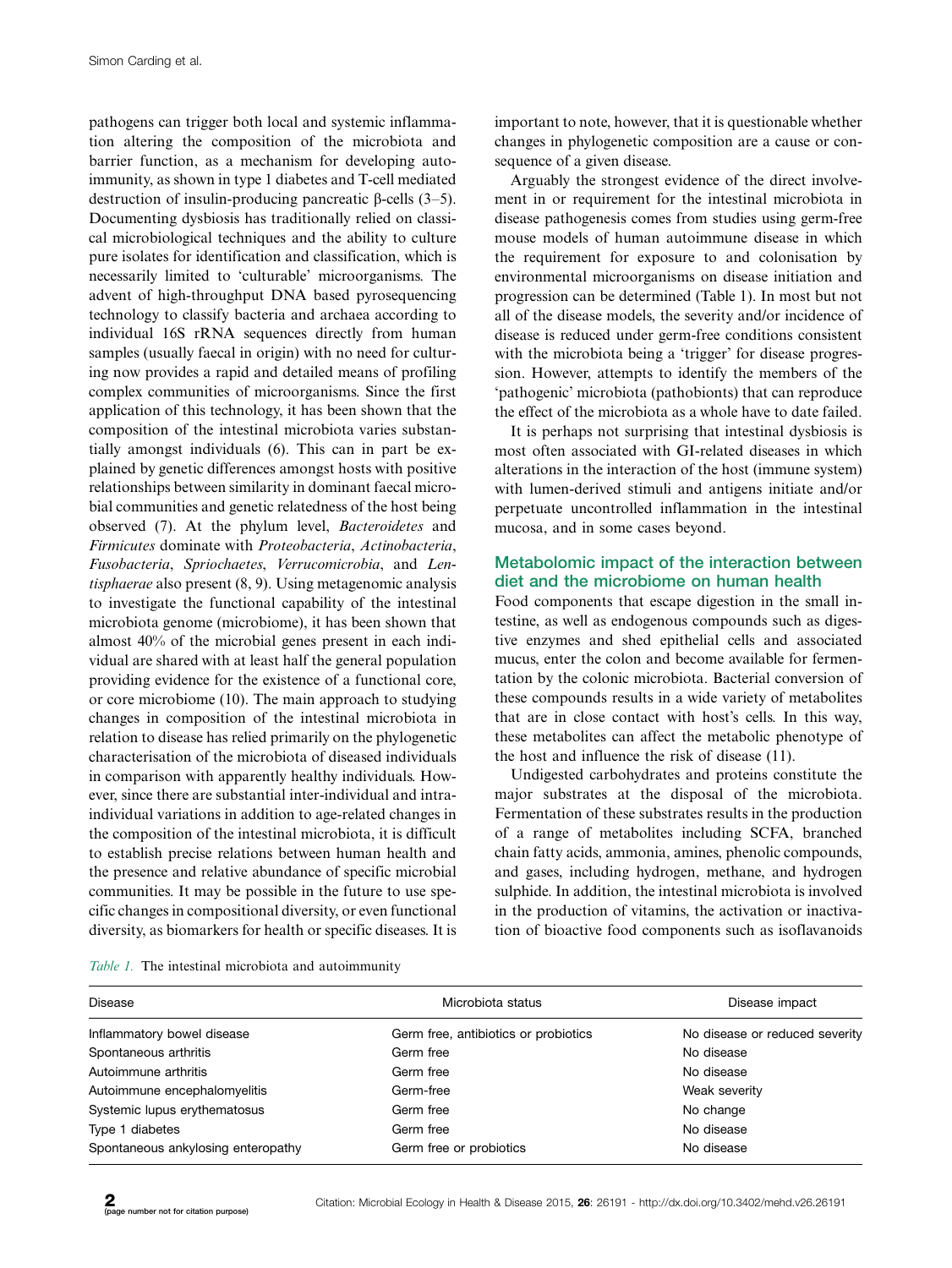pathogens can trigger both local and systemic inflammation altering the composition of the microbiota and barrier function, as a mechanism for developing autoimmunity, as shown in type 1 diabetes and T-cell mediated destruction of insulin-producing pancreatic β-cells (3–5). Documenting dysbiosis has traditionally relied on classical microbiological techniques and the ability to culture pure isolates for identification and classification, which is necessarily limited to 'culturable' microorganisms. The advent of high-throughput DNA based pyrosequencing technology to classify bacteria and archaea according to individual 16S rRNA sequences directly from human samples (usually faecal in origin) with no need for culturing now provides a rapid and detailed means of profiling complex communities of microorganisms. Since the first application of this technology, it has been shown that the composition of the intestinal microbiota varies substantially amongst individuals (6). This can in part be explained by genetic differences amongst hosts with positive relationships between similarity in dominant faecal microbial communities and genetic relatedness of the host being observed (7). At the phylum level, *Bacteroidetes* and *Firmicutes* dominate with *Proteobacteria*, *Actinobacteria*, *Fusobacteria*, *Spriochaetes*, *Verrucomicrobia*, and *Lentisphaerae* also present (8, 9). Using metagenomic analysis to investigate the functional capability of the intestinal microbiota genome (microbiome), it has been shown that almost 40% of the microbial genes present in each individual are shared with at least half the general population providing evidence for the existence of a functional core, or core microbiome (10). The main approach to studying changes in composition of the intestinal microbiota in relation to disease has relied primarily on the phylogenetic characterisation of the microbiota of diseased individuals in comparison with apparently healthy individuals. However, since there are substantial inter-individual and intra-individual variations in addition to age-related changes in the composition of the intestinal microbiota, it is difficult to establish precise relations between human health and the presence and relative abundance of specific microbial communities. It may be possible in the future to use specific changes in compositional diversity, or even functional diversity, as biomarkers for health or specific diseases. It is important to note, however, that it is questionable whether changes in phylogenetic composition are a cause or consequence of a given disease.

Arguably the strongest evidence of the direct involvement in or requirement for the intestinal microbiota in disease pathogenesis comes from studies using germ-free mouse models of human autoimmune disease in which the requirement for exposure to and colonisation by environmental microorganisms on disease initiation and progression can be determined (Table 1). In most but not all of the disease models, the severity and/or incidence of disease is reduced under germ-free conditions consistent with the microbiota being a 'trigger' for disease progression. However, attempts to identify the members of the 'pathogenic' microbiota (pathobionts) that can reproduce the effect of the microbiota as a whole have to date failed.

It is perhaps not surprising that intestinal dysbiosis is most often associated with GI-related diseases in which alterations in the interaction of the host (immune system) with lumen-derived stimuli and antigens initiate and/or perpetuate uncontrolled inflammation in the intestinal mucosa, and in some cases beyond.

## Metabolomic impact of the interaction between diet and the microbiome on human health

Food components that escape digestion in the small intestine, as well as endogenous compounds such as digestive enzymes and shed epithelial cells and associated mucus, enter the colon and become available for fermentation by the colonic microbiota. Bacterial conversion of these compounds results in a wide variety of metabolites that are in close contact with host's cells. In this way, these metabolites can affect the metabolic phenotype of the host and influence the risk of disease (11).

Undigested carbohydrates and proteins constitute the major substrates at the disposal of the microbiota. Fermentation of these substrates results in the production of a range of metabolites including SCFA, branched chain fatty acids, ammonia, amines, phenolic compounds, and gases, including hydrogen, methane, and hydrogen sulphide. In addition, the intestinal microbiota is involved in the production of vitamins, the activation or inactivation of bioactive food components such as isoflavanoids

*Table 1.* The intestinal microbiota and autoimmunity

| Disease | Microbiota status | Disease impact |
|---|---|---|
| Inflammatory bowel disease | Germ free, antibiotics or probiotics | No disease or reduced severity |
| Spontaneous arthritis | Germ free | No disease |
| Autoimmune arthritis | Germ free | No disease |
| Autoimmune encephalomyelitis | Germ-free | Weak severity |
| Systemic lupus erythematosus | Germ free | No change |
| Type 1 diabetes | Germ free | No disease |
| Spontaneous ankylosing enteropathy | Germ free or probiotics | No disease |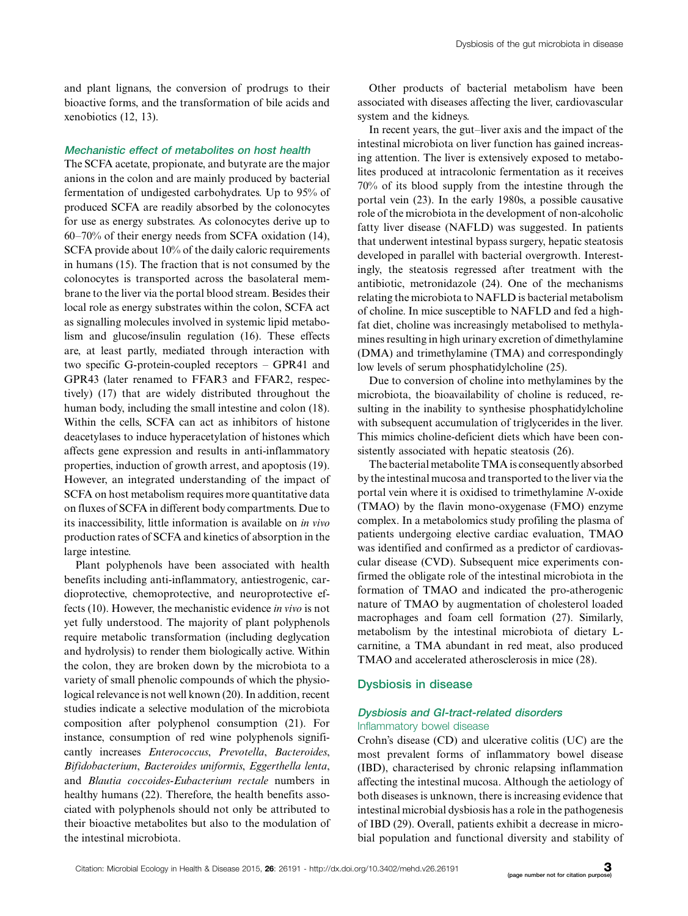and plant lignans, the conversion of prodrugs to their bioactive forms, and the transformation of bile acids and xenobiotics (12, 13).

### *Mechanistic effect of metabolites on host health*

The SCFA acetate, propionate, and butyrate are the major anions in the colon and are mainly produced by bacterial fermentation of undigested carbohydrates. Up to 95% of produced SCFA are readily absorbed by the colonocytes for use as energy substrates. As colonocytes derive up to 60–70% of their energy needs from SCFA oxidation (14), SCFA provide about 10% of the daily caloric requirements in humans (15). The fraction that is not consumed by the colonocytes is transported across the basolateral membrane to the liver via the portal blood stream. Besides their local role as energy substrates within the colon, SCFA act as signalling molecules involved in systemic lipid metabolism and glucose/insulin regulation (16). These effects are, at least partly, mediated through interaction with two specific G-protein-coupled receptors – GPR41 and GPR43 (later renamed to FFAR3 and FFAR2, respectively) (17) that are widely distributed throughout the human body, including the small intestine and colon (18). Within the cells, SCFA can act as inhibitors of histone deacetylases to induce hyperacetylation of histones which affects gene expression and results in anti-inflammatory properties, induction of growth arrest, and apoptosis (19). However, an integrated understanding of the impact of SCFA on host metabolism requires more quantitative data on fluxes of SCFA in different body compartments. Due to its inaccessibility, little information is available on *in vivo* production rates of SCFA and kinetics of absorption in the large intestine.

Plant polyphenols have been associated with health benefits including anti-inflammatory, antiestrogenic, cardioprotective, chemoprotective, and neuroprotective effects (10). However, the mechanistic evidence *in vivo* is not yet fully understood. The majority of plant polyphenols require metabolic transformation (including deglycation and hydrolysis) to render them biologically active. Within the colon, they are broken down by the microbiota to a variety of small phenolic compounds of which the physiological relevance is not well known (20). In addition, recent studies indicate a selective modulation of the microbiota composition after polyphenol consumption (21). For instance, consumption of red wine polyphenols significantly increases *Enterococcus*, *Prevotella*, *Bacteroides*, *Bifidobacterium*, *Bacteroides uniformis*, *Eggerthella lenta*, and *Blautia coccoides-Eubacterium rectale* numbers in healthy humans (22). Therefore, the health benefits associated with polyphenols should not only be attributed to their bioactive metabolites but also to the modulation of the intestinal microbiota.

Other products of bacterial metabolism have been associated with diseases affecting the liver, cardiovascular system and the kidneys.

In recent years, the gut–liver axis and the impact of the intestinal microbiota on liver function has gained increasing attention. The liver is extensively exposed to metabolites produced at intracolonic fermentation as it receives 70% of its blood supply from the intestine through the portal vein (23). In the early 1980s, a possible causative role of the microbiota in the development of non-alcoholic fatty liver disease (NAFLD) was suggested. In patients that underwent intestinal bypass surgery, hepatic steatosis developed in parallel with bacterial overgrowth. Interestingly, the steatosis regressed after treatment with the antibiotic, metronidazole (24). One of the mechanisms relating the microbiota to NAFLD is bacterial metabolism of choline. In mice susceptible to NAFLD and fed a high-fat diet, choline was increasingly metabolised to methylamines resulting in high urinary excretion of dimethylamine (DMA) and trimethylamine (TMA) and correspondingly low levels of serum phosphatidylcholine (25).

Due to conversion of choline into methylamines by the microbiota, the bioavailability of choline is reduced, resulting in the inability to synthesise phosphatidylcholine with subsequent accumulation of triglycerides in the liver. This mimics choline-deficient diets which have been consistently associated with hepatic steatosis (26).

The bacterial metabolite TMA is consequently absorbed by the intestinal mucosa and transported to the liver via the portal vein where it is oxidised to trimethylamine *N*-oxide (TMAO) by the flavin mono-oxygenase (FMO) enzyme complex. In a metabolomics study profiling the plasma of patients undergoing elective cardiac evaluation, TMAO was identified and confirmed as a predictor of cardiovascular disease (CVD). Subsequent mice experiments confirmed the obligate role of the intestinal microbiota in the formation of TMAO and indicated the pro-atherogenic nature of TMAO by augmentation of cholesterol loaded macrophages and foam cell formation (27). Similarly, metabolism by the intestinal microbiota of dietary L-carnitine, a TMA abundant in red meat, also produced TMAO and accelerated atherosclerosis in mice (28).

## Dysbiosis in disease

### *Dysbiosis and GI-tract-related disorders*

#### Inflammatory bowel disease

Crohn's disease (CD) and ulcerative colitis (UC) are the most prevalent forms of inflammatory bowel disease (IBD), characterised by chronic relapsing inflammation affecting the intestinal mucosa. Although the aetiology of both diseases is unknown, there is increasing evidence that intestinal microbial dysbiosis has a role in the pathogenesis of IBD (29). Overall, patients exhibit a decrease in microbial population and functional diversity and stability of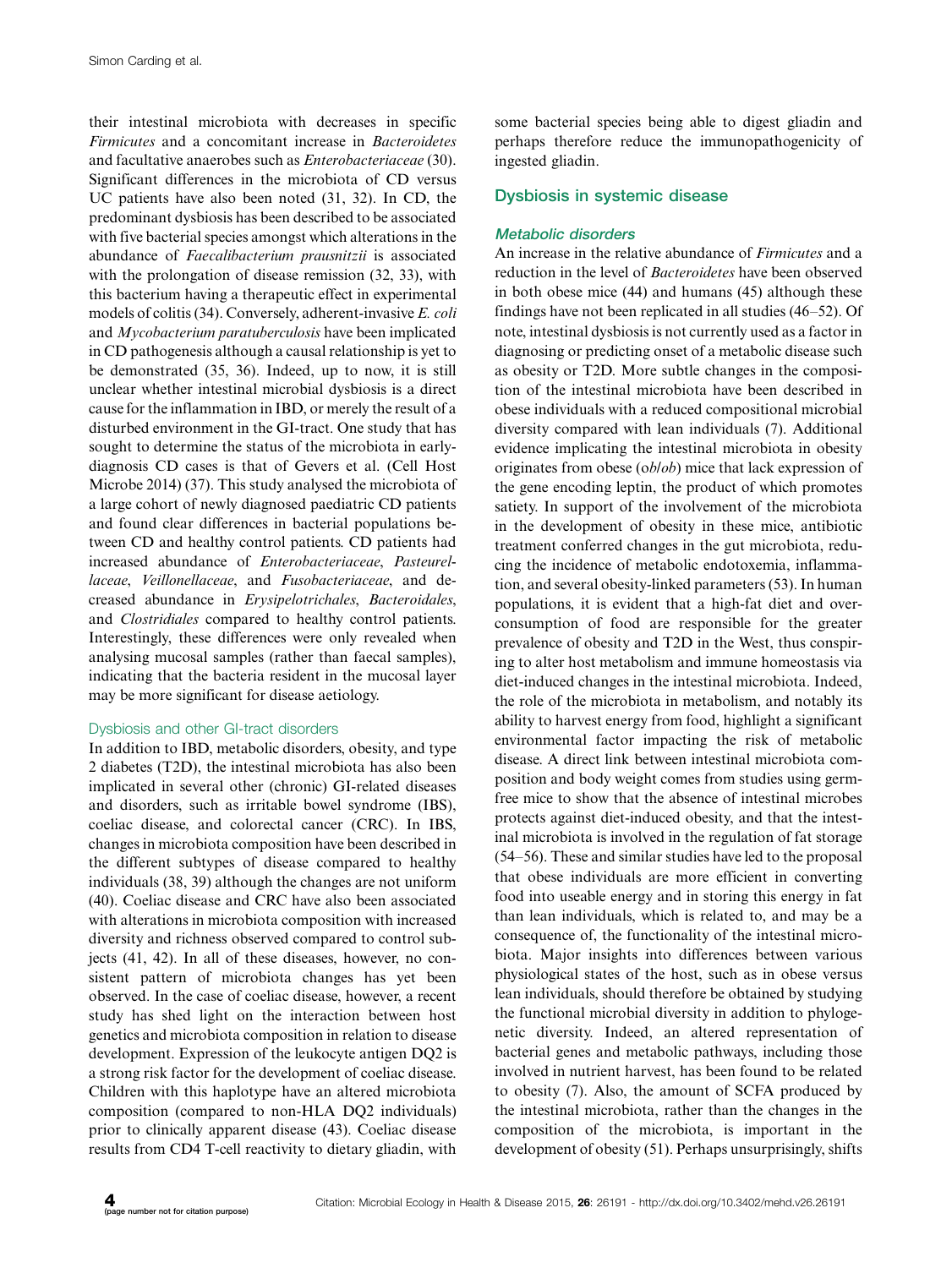their intestinal microbiota with decreases in specific *Firmicutes* and a concomitant increase in *Bacteroidetes* and facultative anaerobes such as *Enterobacteriaceae* (30). Significant differences in the microbiota of CD versus UC patients have also been noted (31, 32). In CD, the predominant dysbiosis has been described to be associated with five bacterial species amongst which alterations in the abundance of *Faecalibacterium prausnitzii* is associated with the prolongation of disease remission (32, 33), with this bacterium having a therapeutic effect in experimental models of colitis (34). Conversely, adherent-invasive *E. coli* and *Mycobacterium paratuberculosis* have been implicated in CD pathogenesis although a causal relationship is yet to be demonstrated (35, 36). Indeed, up to now, it is still unclear whether intestinal microbial dysbiosis is a direct cause for the inflammation in IBD, or merely the result of a disturbed environment in the GI-tract. One study that has sought to determine the status of the microbiota in early-diagnosis CD cases is that of Gevers et al. (Cell Host Microbe 2014) (37). This study analysed the microbiota of a large cohort of newly diagnosed paediatric CD patients and found clear differences in bacterial populations between CD and healthy control patients. CD patients had increased abundance of *Enterobacteriaceae*, *Pasteurellaceae*, *Veillonellaceae*, and *Fusobacteriaceae*, and decreased abundance in *Erysipelotrichales*, *Bacteroidales*, and *Clostridiales* compared to healthy control patients. Interestingly, these differences were only revealed when analysing mucosal samples (rather than faecal samples), indicating that the bacteria resident in the mucosal layer may be more significant for disease aetiology.

### Dysbiosis and other GI-tract disorders

In addition to IBD, metabolic disorders, obesity, and type 2 diabetes (T2D), the intestinal microbiota has also been implicated in several other (chronic) GI-related diseases and disorders, such as irritable bowel syndrome (IBS), coeliac disease, and colorectal cancer (CRC). In IBS, changes in microbiota composition have been described in the different subtypes of disease compared to healthy individuals (38, 39) although the changes are not uniform (40). Coeliac disease and CRC have also been associated with alterations in microbiota composition with increased diversity and richness observed compared to control subjects (41, 42). In all of these diseases, however, no consistent pattern of microbiota changes has yet been observed. In the case of coeliac disease, however, a recent study has shed light on the interaction between host genetics and microbiota composition in relation to disease development. Expression of the leukocyte antigen DQ2 is a strong risk factor for the development of coeliac disease. Children with this haplotype have an altered microbiota composition (compared to non-HLA DQ2 individuals) prior to clinically apparent disease (43). Coeliac disease results from CD4 T-cell reactivity to dietary gliadin, with some bacterial species being able to digest gliadin and perhaps therefore reduce the immunopathogenicity of ingested gliadin.

## Dysbiosis in systemic disease

### *Metabolic disorders*

An increase in the relative abundance of *Firmicutes* and a reduction in the level of *Bacteroidetes* have been observed in both obese mice (44) and humans (45) although these findings have not been replicated in all studies (46–52). Of note, intestinal dysbiosis is not currently used as a factor in diagnosing or predicting onset of a metabolic disease such as obesity or T2D. More subtle changes in the composition of the intestinal microbiota have been described in obese individuals with a reduced compositional microbial diversity compared with lean individuals (7). Additional evidence implicating the intestinal microbiota in obesity originates from obese (*ob*/*ob*) mice that lack expression of the gene encoding leptin, the product of which promotes satiety. In support of the involvement of the microbiota in the development of obesity in these mice, antibiotic treatment conferred changes in the gut microbiota, reducing the incidence of metabolic endotoxemia, inflammation, and several obesity-linked parameters (53). In human populations, it is evident that a high-fat diet and overconsumption of food are responsible for the greater prevalence of obesity and T2D in the West, thus conspiring to alter host metabolism and immune homeostasis via diet-induced changes in the intestinal microbiota. Indeed, the role of the microbiota in metabolism, and notably its ability to harvest energy from food, highlight a significant environmental factor impacting the risk of metabolic disease. A direct link between intestinal microbiota composition and body weight comes from studies using germ-free mice to show that the absence of intestinal microbes protects against diet-induced obesity, and that the intestinal microbiota is involved in the regulation of fat storage (54–56). These and similar studies have led to the proposal that obese individuals are more efficient in converting food into useable energy and in storing this energy in fat than lean individuals, which is related to, and may be a consequence of, the functionality of the intestinal microbiota. Major insights into differences between various physiological states of the host, such as in obese versus lean individuals, should therefore be obtained by studying the functional microbial diversity in addition to phylogenetic diversity. Indeed, an altered representation of bacterial genes and metabolic pathways, including those involved in nutrient harvest, has been found to be related to obesity (7). Also, the amount of SCFA produced by the intestinal microbiota, rather than the changes in the composition of the microbiota, is important in the development of obesity (51). Perhaps unsurprisingly, shifts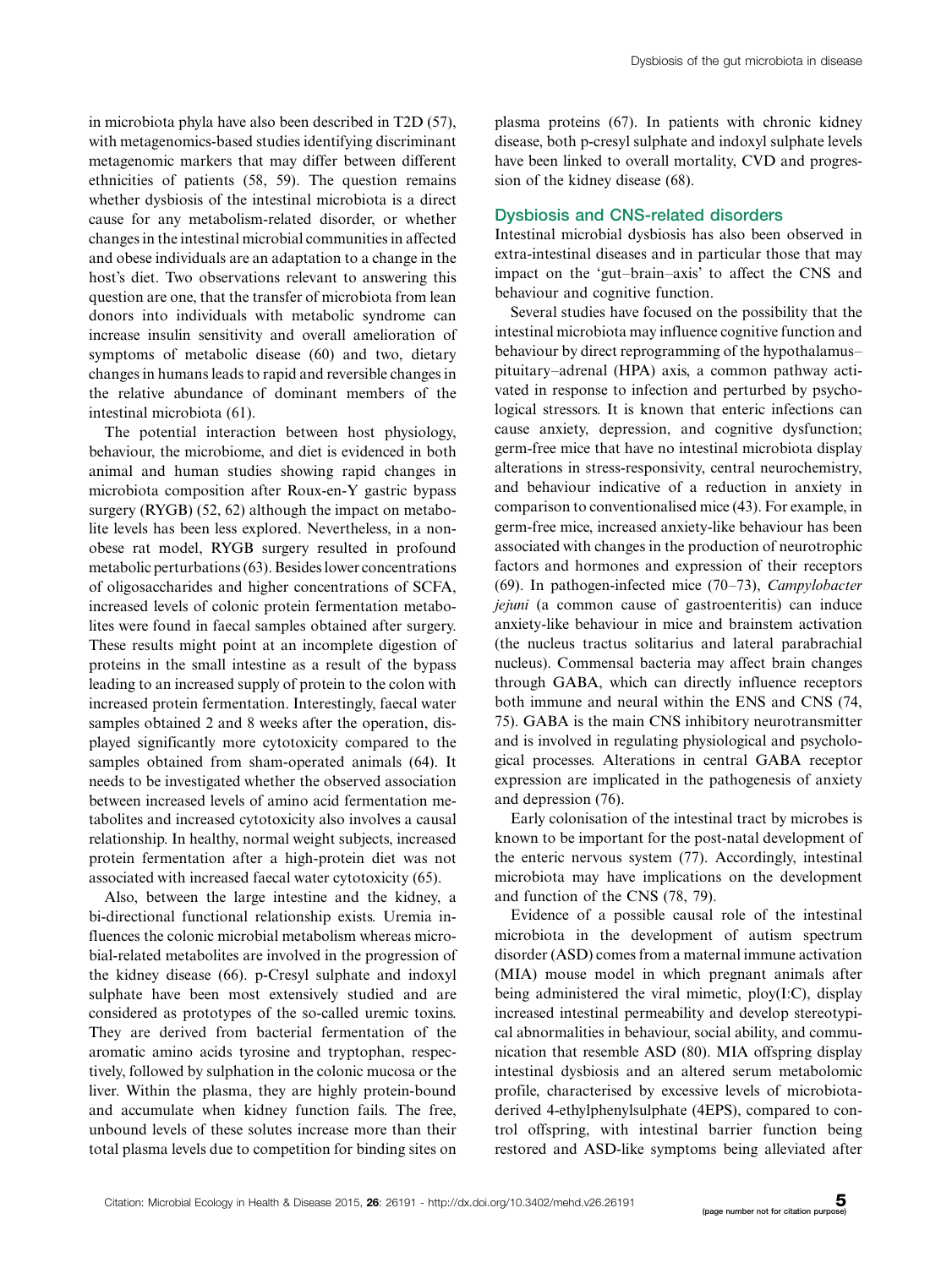in microbiota phyla have also been described in T2D (57), with metagenomics-based studies identifying discriminant metagenomic markers that may differ between different ethnicities of patients (58, 59). The question remains whether dysbiosis of the intestinal microbiota is a direct cause for any metabolism-related disorder, or whether changes in the intestinal microbial communities in affected and obese individuals are an adaptation to a change in the host's diet. Two observations relevant to answering this question are one, that the transfer of microbiota from lean donors into individuals with metabolic syndrome can increase insulin sensitivity and overall amelioration of symptoms of metabolic disease (60) and two, dietary changes in humans leads to rapid and reversible changes in the relative abundance of dominant members of the intestinal microbiota (61).

The potential interaction between host physiology, behaviour, the microbiome, and diet is evidenced in both animal and human studies showing rapid changes in microbiota composition after Roux-en-Y gastric bypass surgery (RYGB) (52, 62) although the impact on metabolite levels has been less explored. Nevertheless, in a non-obese rat model, RYGB surgery resulted in profound metabolic perturbations (63). Besides lower concentrations of oligosaccharides and higher concentrations of SCFA, increased levels of colonic protein fermentation metabolites were found in faecal samples obtained after surgery. These results might point at an incomplete digestion of proteins in the small intestine as a result of the bypass leading to an increased supply of protein to the colon with increased protein fermentation. Interestingly, faecal water samples obtained 2 and 8 weeks after the operation, displayed significantly more cytotoxicity compared to the samples obtained from sham-operated animals (64). It needs to be investigated whether the observed association between increased levels of amino acid fermentation metabolites and increased cytotoxicity also involves a causal relationship. In healthy, normal weight subjects, increased protein fermentation after a high-protein diet was not associated with increased faecal water cytotoxicity (65).

Also, between the large intestine and the kidney, a bi-directional functional relationship exists. Uremia influences the colonic microbial metabolism whereas microbial-related metabolites are involved in the progression of the kidney disease (66). p-Cresyl sulphate and indoxyl sulphate have been most extensively studied and are considered as prototypes of the so-called uremic toxins. They are derived from bacterial fermentation of the aromatic amino acids tyrosine and tryptophan, respectively, followed by sulphation in the colonic mucosa or the liver. Within the plasma, they are highly protein-bound and accumulate when kidney function fails. The free, unbound levels of these solutes increase more than their total plasma levels due to competition for binding sites on plasma proteins (67). In patients with chronic kidney disease, both p-cresyl sulphate and indoxyl sulphate levels have been linked to overall mortality, CVD and progression of the kidney disease (68).

## Dysbiosis and CNS-related disorders

Intestinal microbial dysbiosis has also been observed in extra-intestinal diseases and in particular those that may impact on the 'gut–brain–axis' to affect the CNS and behaviour and cognitive function.

Several studies have focused on the possibility that the intestinal microbiota may influence cognitive function and behaviour by direct reprogramming of the hypothalamus–pituitary–adrenal (HPA) axis, a common pathway activated in response to infection and perturbed by psychological stressors. It is known that enteric infections can cause anxiety, depression, and cognitive dysfunction; germ-free mice that have no intestinal microbiota display alterations in stress-responsivity, central neurochemistry, and behaviour indicative of a reduction in anxiety in comparison to conventionalised mice (43). For example, in germ-free mice, increased anxiety-like behaviour has been associated with changes in the production of neurotrophic factors and hormones and expression of their receptors (69). In pathogen-infected mice (70–73), *Campylobacter jejuni* (a common cause of gastroenteritis) can induce anxiety-like behaviour in mice and brainstem activation (the nucleus tractus solitarius and lateral parabrachial nucleus). Commensal bacteria may affect brain changes through GABA, which can directly influence receptors both immune and neural within the ENS and CNS (74, 75). GABA is the main CNS inhibitory neurotransmitter and is involved in regulating physiological and psychological processes. Alterations in central GABA receptor expression are implicated in the pathogenesis of anxiety and depression (76).

Early colonisation of the intestinal tract by microbes is known to be important for the post-natal development of the enteric nervous system (77). Accordingly, intestinal microbiota may have implications on the development and function of the CNS (78, 79).

Evidence of a possible causal role of the intestinal microbiota in the development of autism spectrum disorder (ASD) comes from a maternal immune activation (MIA) mouse model in which pregnant animals after being administered the viral mimetic, ploy(I:C), display increased intestinal permeability and develop stereotypical abnormalities in behaviour, social ability, and communication that resemble ASD (80). MIA offspring display intestinal dysbiosis and an altered serum metabolomic profile, characterised by excessive levels of microbiota-derived 4-ethylphenylsulphate (4EPS), compared to control offspring, with intestinal barrier function being restored and ASD-like symptoms being alleviated after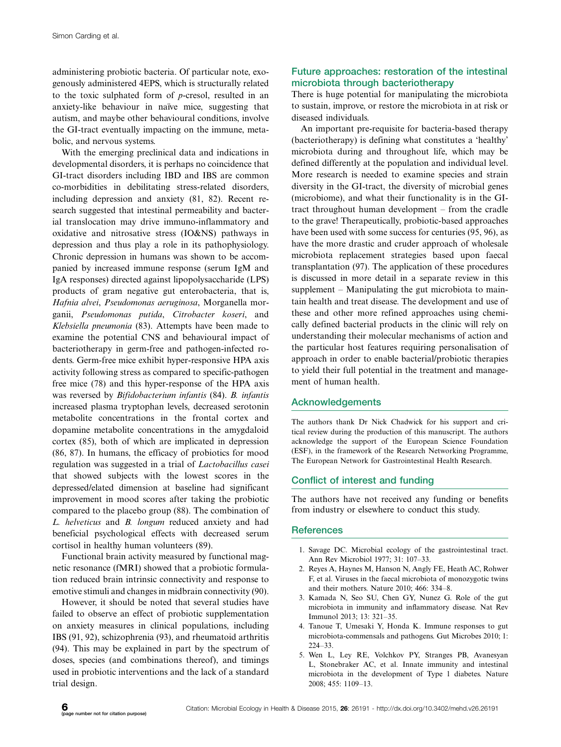administering probiotic bacteria. Of particular note, exogenously administered 4EPS, which is structurally related to the toxic sulphated form of *p*-cresol, resulted in an anxiety-like behaviour in naïve mice, suggesting that autism, and maybe other behavioural conditions, involve the GI-tract eventually impacting on the immune, metabolic, and nervous systems.

With the emerging preclinical data and indications in developmental disorders, it is perhaps no coincidence that GI-tract disorders including IBD and IBS are common co-morbidities in debilitating stress-related disorders, including depression and anxiety (81, 82). Recent research suggested that intestinal permeability and bacterial translocation may drive immuno-inflammatory and oxidative and nitrosative stress (IO&NS) pathways in depression and thus play a role in its pathophysiology. Chronic depression in humans was shown to be accompanied by increased immune response (serum IgM and IgA responses) directed against lipopolysaccharide (LPS) products of gram negative gut enterobacteria, that is, *Hafnia alvei*, *Pseudomonas aeruginosa*, Morganella morganii, *Pseudomonas putida*, *Citrobacter koseri*, and *Klebsiella pneumonia* (83). Attempts have been made to examine the potential CNS and behavioural impact of bacteriotherapy in germ-free and pathogen-infected rodents. Germ-free mice exhibit hyper-responsive HPA axis activity following stress as compared to specific-pathogen free mice (78) and this hyper-response of the HPA axis was reversed by *Bifidobacterium infantis* (84). *B. infantis* increased plasma tryptophan levels, decreased serotonin metabolite concentrations in the frontal cortex and dopamine metabolite concentrations in the amygdaloid cortex (85), both of which are implicated in depression (86, 87). In humans, the efficacy of probiotics for mood regulation was suggested in a trial of *Lactobacillus casei* that showed subjects with the lowest scores in the depressed/elated dimension at baseline had significant improvement in mood scores after taking the probiotic compared to the placebo group (88). The combination of *L. helveticus* and *B. longum* reduced anxiety and had beneficial psychological effects with decreased serum cortisol in healthy human volunteers (89).

Functional brain activity measured by functional magnetic resonance (fMRI) showed that a probiotic formulation reduced brain intrinsic connectivity and response to emotive stimuli and changes in midbrain connectivity (90).

However, it should be noted that several studies have failed to observe an effect of probiotic supplementation on anxiety measures in clinical populations, including IBS (91, 92), schizophrenia (93), and rheumatoid arthritis (94). This may be explained in part by the spectrum of doses, species (and combinations thereof), and timings used in probiotic interventions and the lack of a standard trial design.

## Future approaches: restoration of the intestinal microbiota through bacteriotherapy

There is huge potential for manipulating the microbiota to sustain, improve, or restore the microbiota in at risk or diseased individuals.

An important pre-requisite for bacteria-based therapy (bacteriotherapy) is defining what constitutes a 'healthy' microbiota during and throughout life, which may be defined differently at the population and individual level. More research is needed to examine species and strain diversity in the GI-tract, the diversity of microbial genes (microbiome), and what their functionality is in the GI-tract throughout human development – from the cradle to the grave! Therapeutically, probiotic-based approaches have been used with some success for centuries (95, 96), as have the more drastic and cruder approach of wholesale microbiota replacement strategies based upon faecal transplantation (97). The application of these procedures is discussed in more detail in a separate review in this supplement – Manipulating the gut microbiota to maintain health and treat disease. The development and use of these and other more refined approaches using chemically defined bacterial products in the clinic will rely on understanding their molecular mechanisms of action and the particular host features requiring personalisation of approach in order to enable bacterial/probiotic therapies to yield their full potential in the treatment and management of human health.

## Acknowledgements

The authors thank Dr Nick Chadwick for his support and critical review during the production of this manuscript. The authors acknowledge the support of the European Science Foundation (ESF), in the framework of the Research Networking Programme, The European Network for Gastrointestinal Health Research.

## Conflict of interest and funding

The authors have not received any funding or benefits from industry or elsewhere to conduct this study.

## References

1. Savage DC. Microbial ecology of the gastrointestinal tract. Ann Rev Microbiol 1977; 31: 107–33.
2. Reyes A, Haynes M, Hanson N, Angly FE, Heath AC, Rohwer F, et al. Viruses in the faecal microbiota of monozygotic twins and their mothers. Nature 2010; 466: 334–8.
3. Kamada N, Seo SU, Chen GY, Nunez G. Role of the gut microbiota in immunity and inflammatory disease. Nat Rev Immunol 2013; 13: 321–35.
4. Tanoue T, Umesaki Y, Honda K. Immune responses to gut microbiota-commensals and pathogens. Gut Microbes 2010; 1: 224–33.
5. Wen L, Ley RE, Volchkov PY, Stranges PB, Avanesyan L, Stonebraker AC, et al. Innate immunity and intestinal microbiota in the development of Type 1 diabetes. Nature 2008; 455: 1109–13.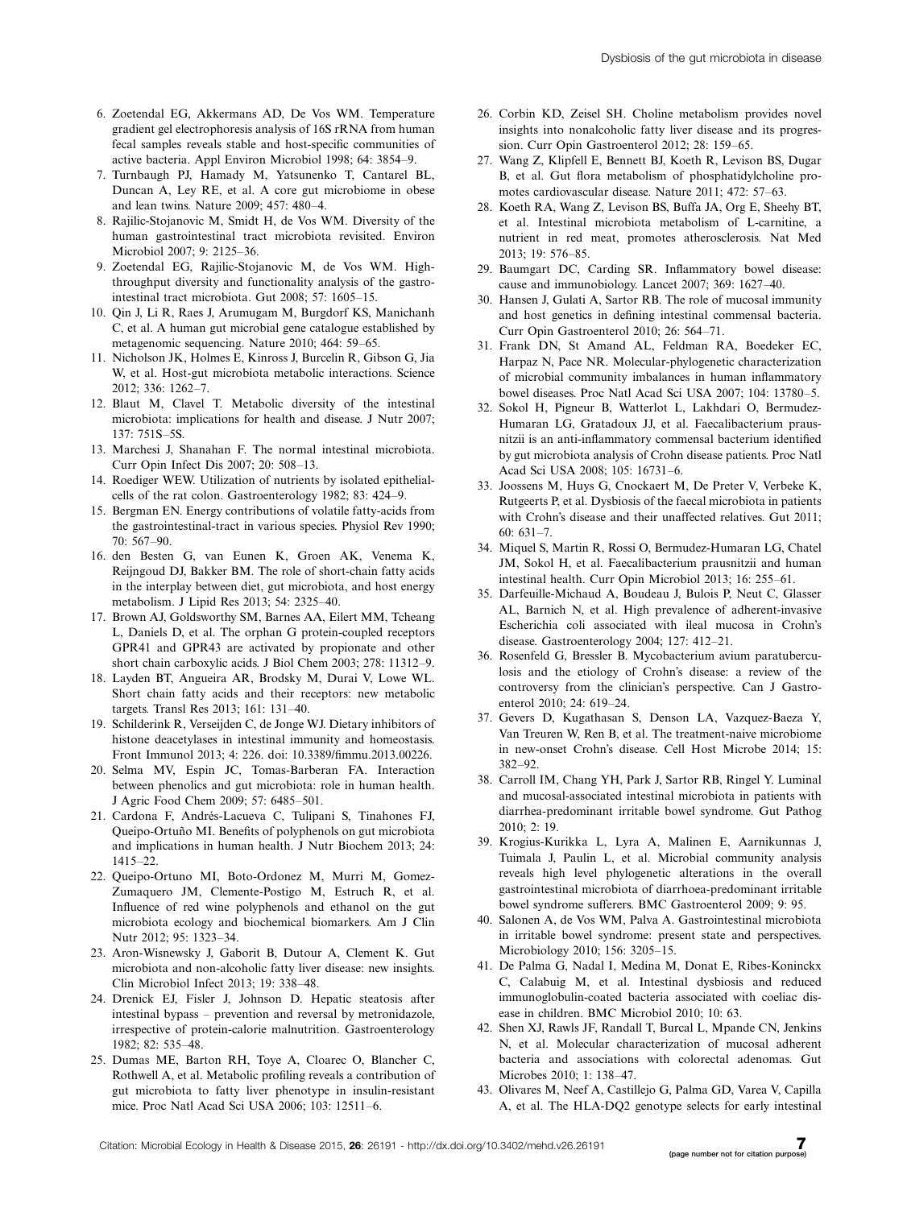6. Zoetendal EG, Akkermans AD, De Vos WM. Temperature gradient gel electrophoresis analysis of 16S rRNA from human fecal samples reveals stable and host-specific communities of active bacteria. Appl Environ Microbiol 1998; 64: 3854–9.
7. Turnbaugh PJ, Hamady M, Yatsunenko T, Cantarel BL, Duncan A, Ley RE, et al. A core gut microbiome in obese and lean twins. Nature 2009; 457: 480–4.
8. Rajilic-Stojanovic M, Smidt H, de Vos WM. Diversity of the human gastrointestinal tract microbiota revisited. Environ Microbiol 2007; 9: 2125–36.
9. Zoetendal EG, Rajilic-Stojanovic M, de Vos WM. High-throughput diversity and functionality analysis of the gastrointestinal tract microbiota. Gut 2008; 57: 1605–15.
10. Qin J, Li R, Raes J, Arumugam M, Burgdorf KS, Manichanh C, et al. A human gut microbial gene catalogue established by metagenomic sequencing. Nature 2010; 464: 59–65.
11. Nicholson JK, Holmes E, Kinross J, Burcelin R, Gibson G, Jia W, et al. Host-gut microbiota metabolic interactions. Science 2012; 336: 1262–7.
12. Blaut M, Clavel T. Metabolic diversity of the intestinal microbiota: implications for health and disease. J Nutr 2007; 137: 751S–5S.
13. Marchesi J, Shanahan F. The normal intestinal microbiota. Curr Opin Infect Dis 2007; 20: 508–13.
14. Roediger WEW. Utilization of nutrients by isolated epithelial-cells of the rat colon. Gastroenterology 1982; 83: 424–9.
15. Bergman EN. Energy contributions of volatile fatty-acids from the gastrointestinal-tract in various species. Physiol Rev 1990; 70: 567–90.
16. den Besten G, van Eunen K, Groen AK, Venema K, Reijngoud DJ, Bakker BM. The role of short-chain fatty acids in the interplay between diet, gut microbiota, and host energy metabolism. J Lipid Res 2013; 54: 2325–40.
17. Brown AJ, Goldsworthy SM, Barnes AA, Eilert MM, Tcheang L, Daniels D, et al. The orphan G protein-coupled receptors GPR41 and GPR43 are activated by propionate and other short chain carboxylic acids. J Biol Chem 2003; 278: 11312–9.
18. Layden BT, Angueira AR, Brodsky M, Durai V, Lowe WL. Short chain fatty acids and their receptors: new metabolic targets. Transl Res 2013; 161: 131–40.
19. Schilderink R, Verseijden C, de Jonge WJ. Dietary inhibitors of histone deacetylases in intestinal immunity and homeostasis. Front Immunol 2013; 4: 226. doi: 10.3389/fimmu.2013.00226.
20. Selma MV, Espin JC, Tomas-Barberan FA. Interaction between phenolics and gut microbiota: role in human health. J Agric Food Chem 2009; 57: 6485–501.
21. Cardona F, Andrés-Lacueva C, Tulipani S, Tinahones FJ, Queipo-Ortuño MI. Benefits of polyphenols on gut microbiota and implications in human health. J Nutr Biochem 2013; 24: 1415–22.
22. Queipo-Ortuno MI, Boto-Ordonez M, Murri M, Gomez-Zumaquero JM, Clemente-Postigo M, Estruch R, et al. Influence of red wine polyphenols and ethanol on the gut microbiota ecology and biochemical biomarkers. Am J Clin Nutr 2012; 95: 1323–34.
23. Aron-Wisnewsky J, Gaborit B, Dutour A, Clement K. Gut microbiota and non-alcoholic fatty liver disease: new insights. Clin Microbiol Infect 2013; 19: 338–48.
24. Drenick EJ, Fisler J, Johnson D. Hepatic steatosis after intestinal bypass – prevention and reversal by metronidazole, irrespective of protein-calorie malnutrition. Gastroenterology 1982; 82: 535–48.
25. Dumas ME, Barton RH, Toye A, Cloarec O, Blancher C, Rothwell A, et al. Metabolic profiling reveals a contribution of gut microbiota to fatty liver phenotype in insulin-resistant mice. Proc Natl Acad Sci USA 2006; 103: 12511–6.
26. Corbin KD, Zeisel SH. Choline metabolism provides novel insights into nonalcoholic fatty liver disease and its progression. Curr Opin Gastroenterol 2012; 28: 159–65.
27. Wang Z, Klipfell E, Bennett BJ, Koeth R, Levison BS, Dugar B, et al. Gut flora metabolism of phosphatidylcholine promotes cardiovascular disease. Nature 2011; 472: 57–63.
28. Koeth RA, Wang Z, Levison BS, Buffa JA, Org E, Sheehy BT, et al. Intestinal microbiota metabolism of L-carnitine, a nutrient in red meat, promotes atherosclerosis. Nat Med 2013; 19: 576–85.
29. Baumgart DC, Carding SR. Inflammatory bowel disease: cause and immunobiology. Lancet 2007; 369: 1627–40.
30. Hansen J, Gulati A, Sartor RB. The role of mucosal immunity and host genetics in defining intestinal commensal bacteria. Curr Opin Gastroenterol 2010; 26: 564–71.
31. Frank DN, St Amand AL, Feldman RA, Boedeker EC, Harpaz N, Pace NR. Molecular-phylogenetic characterization of microbial community imbalances in human inflammatory bowel diseases. Proc Natl Acad Sci USA 2007; 104: 13780–5.
32. Sokol H, Pigneur B, Watterlot L, Lakhdari O, Bermudez-Humaran LG, Gratadoux JJ, et al. Faecalibacterium prausnitzii is an anti-inflammatory commensal bacterium identified by gut microbiota analysis of Crohn disease patients. Proc Natl Acad Sci USA 2008; 105: 16731–6.
33. Joossens M, Huys G, Cnockaert M, De Preter V, Verbeke K, Rutgeerts P, et al. Dysbiosis of the faecal microbiota in patients with Crohn's disease and their unaffected relatives. Gut 2011; 60: 631–7.
34. Miquel S, Martin R, Rossi O, Bermudez-Humaran LG, Chatel JM, Sokol H, et al. Faecalibacterium prausnitzii and human intestinal health. Curr Opin Microbiol 2013; 16: 255–61.
35. Darfeuille-Michaud A, Boudeau J, Bulois P, Neut C, Glasser AL, Barnich N, et al. High prevalence of adherent-invasive Escherichia coli associated with ileal mucosa in Crohn's disease. Gastroenterology 2004; 127: 412–21.
36. Rosenfeld G, Bressler B. Mycobacterium avium paratuberculosis and the etiology of Crohn's disease: a review of the controversy from the clinician's perspective. Can J Gastroenterol 2010; 24: 619–24.
37. Gevers D, Kugathasan S, Denson LA, Vazquez-Baeza Y, Van Treuren W, Ren B, et al. The treatment-naive microbiome in new-onset Crohn's disease. Cell Host Microbe 2014; 15: 382–92.
38. Carroll IM, Chang YH, Park J, Sartor RB, Ringel Y. Luminal and mucosal-associated intestinal microbiota in patients with diarrhea-predominant irritable bowel syndrome. Gut Pathog 2010; 2: 19.
39. Krogius-Kurikka L, Lyra A, Malinen E, Aarnikunnas J, Tuimala J, Paulin L, et al. Microbial community analysis reveals high level phylogenetic alterations in the overall gastrointestinal microbiota of diarrhoea-predominant irritable bowel syndrome sufferers. BMC Gastroenterol 2009; 9: 95.
40. Salonen A, de Vos WM, Palva A. Gastrointestinal microbiota in irritable bowel syndrome: present state and perspectives. Microbiology 2010; 156: 3205–15.
41. De Palma G, Nadal I, Medina M, Donat E, Ribes-Koninckx C, Calabuig M, et al. Intestinal dysbiosis and reduced immunoglobulin-coated bacteria associated with coeliac disease in children. BMC Microbiol 2010; 10: 63.
42. Shen XJ, Rawls JF, Randall T, Burcal L, Mpande CN, Jenkins N, et al. Molecular characterization of mucosal adherent bacteria and associations with colorectal adenomas. Gut Microbes 2010; 1: 138–47.
43. Olivares M, Neef A, Castillejo G, Palma GD, Varea V, Capilla A, et al. The HLA-DQ2 genotype selects for early intestinal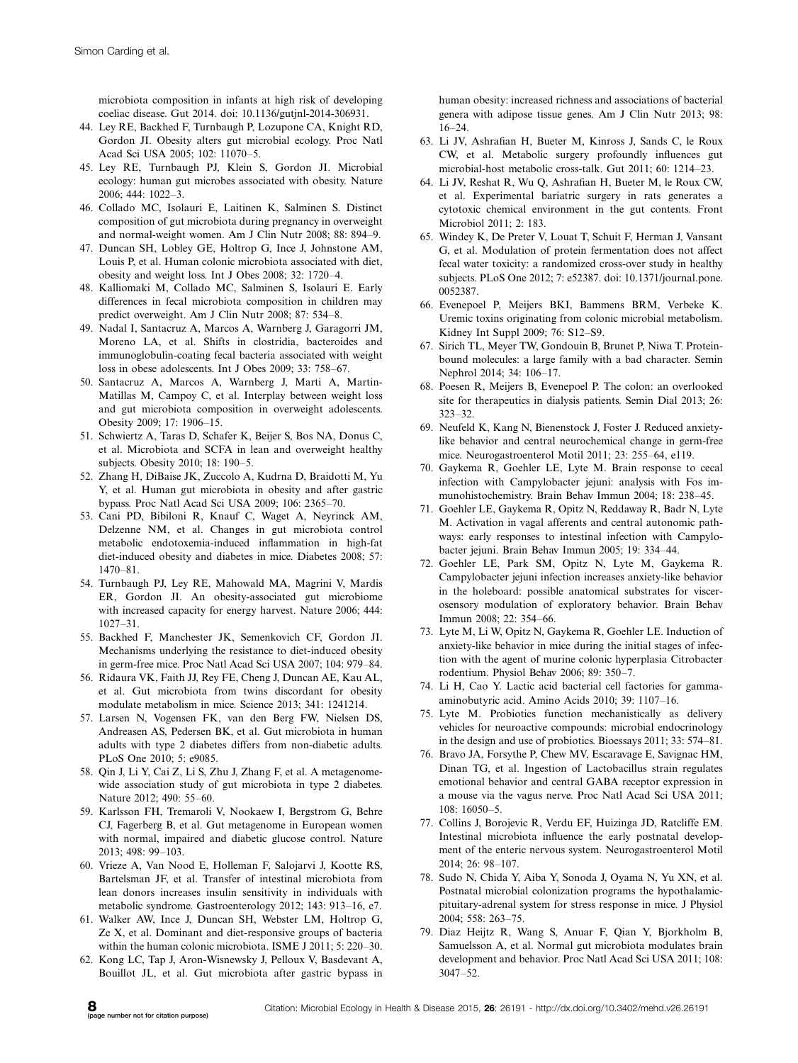microbiota composition in infants at high risk of developing coeliac disease. Gut 2014. doi: 10.1136/gutjnl-2014-306931.

44. Ley RE, Backhed F, Turnbaugh P, Lozupone CA, Knight RD, Gordon JI. Obesity alters gut microbial ecology. Proc Natl Acad Sci USA 2005; 102: 11070–5.
45. Ley RE, Turnbaugh PJ, Klein S, Gordon JI. Microbial ecology: human gut microbes associated with obesity. Nature 2006; 444: 1022–3.
46. Collado MC, Isolauri E, Laitinen K, Salminen S. Distinct composition of gut microbiota during pregnancy in overweight and normal-weight women. Am J Clin Nutr 2008; 88: 894–9.
47. Duncan SH, Lobley GE, Holtrop G, Ince J, Johnstone AM, Louis P, et al. Human colonic microbiota associated with diet, obesity and weight loss. Int J Obes 2008; 32: 1720–4.
48. Kalliomaki M, Collado MC, Salminen S, Isolauri E. Early differences in fecal microbiota composition in children may predict overweight. Am J Clin Nutr 2008; 87: 534–8.
49. Nadal I, Santacruz A, Marcos A, Warnberg J, Garagorri JM, Moreno LA, et al. Shifts in clostridia, bacteroides and immunoglobulin-coating fecal bacteria associated with weight loss in obese adolescents. Int J Obes 2009; 33: 758–67.
50. Santacruz A, Marcos A, Warnberg J, Marti A, Martin-Matillas M, Campoy C, et al. Interplay between weight loss and gut microbiota composition in overweight adolescents. Obesity 2009; 17: 1906–15.
51. Schwiertz A, Taras D, Schafer K, Beijer S, Bos NA, Donus C, et al. Microbiota and SCFA in lean and overweight healthy subjects. Obesity 2010; 18: 190–5.
52. Zhang H, DiBaise JK, Zuccolo A, Kudrna D, Braidotti M, Yu Y, et al. Human gut microbiota in obesity and after gastric bypass. Proc Natl Acad Sci USA 2009; 106: 2365–70.
53. Cani PD, Bibiloni R, Knauf C, Waget A, Neyrinck AM, Delzenne NM, et al. Changes in gut microbiota control metabolic endotoxemia-induced inflammation in high-fat diet-induced obesity and diabetes in mice. Diabetes 2008; 57: 1470–81.
54. Turnbaugh PJ, Ley RE, Mahowald MA, Magrini V, Mardis ER, Gordon JI. An obesity-associated gut microbiome with increased capacity for energy harvest. Nature 2006; 444: 1027–31.
55. Backhed F, Manchester JK, Semenkovich CF, Gordon JI. Mechanisms underlying the resistance to diet-induced obesity in germ-free mice. Proc Natl Acad Sci USA 2007; 104: 979–84.
56. Ridaura VK, Faith JJ, Rey FE, Cheng J, Duncan AE, Kau AL, et al. Gut microbiota from twins discordant for obesity modulate metabolism in mice. Science 2013; 341: 1241214.
57. Larsen N, Vogensen FK, van den Berg FW, Nielsen DS, Andreasen AS, Pedersen BK, et al. Gut microbiota in human adults with type 2 diabetes differs from non-diabetic adults. PLoS One 2010; 5: e9085.
58. Qin J, Li Y, Cai Z, Li S, Zhu J, Zhang F, et al. A metagenome-wide association study of gut microbiota in type 2 diabetes. Nature 2012; 490: 55–60.
59. Karlsson FH, Tremaroli V, Nookaew I, Bergstrom G, Behre CJ, Fagerberg B, et al. Gut metagenome in European women with normal, impaired and diabetic glucose control. Nature 2013; 498: 99–103.
60. Vrieze A, Van Nood E, Holleman F, Salojarvi J, Kootte RS, Bartelsman JF, et al. Transfer of intestinal microbiota from lean donors increases insulin sensitivity in individuals with metabolic syndrome. Gastroenterology 2012; 143: 913–16, e7.
61. Walker AW, Ince J, Duncan SH, Webster LM, Holtrop G, Ze X, et al. Dominant and diet-responsive groups of bacteria within the human colonic microbiota. ISME J 2011; 5: 220–30.
62. Kong LC, Tap J, Aron-Wisnewsky J, Pelloux V, Basdevant A, Bouillot JL, et al. Gut microbiota after gastric bypass in human obesity: increased richness and associations of bacterial genera with adipose tissue genes. Am J Clin Nutr 2013; 98: 16–24.
63. Li JV, Ashrafian H, Bueter M, Kinross J, Sands C, le Roux CW, et al. Metabolic surgery profoundly influences gut microbial-host metabolic cross-talk. Gut 2011; 60: 1214–23.
64. Li JV, Reshat R, Wu Q, Ashrafian H, Bueter M, le Roux CW, et al. Experimental bariatric surgery in rats generates a cytotoxic chemical environment in the gut contents. Front Microbiol 2011; 2: 183.
65. Windey K, De Preter V, Louat T, Schuit F, Herman J, Vansant G, et al. Modulation of protein fermentation does not affect fecal water toxicity: a randomized cross-over study in healthy subjects. PLoS One 2012; 7: e52387. doi: 10.1371/journal.pone.0052387.
66. Evenepoel P, Meijers BKI, Bammens BRM, Verbeke K. Uremic toxins originating from colonic microbial metabolism. Kidney Int Suppl 2009; 76: S12–S9.
67. Sirich TL, Meyer TW, Gondouin B, Brunet P, Niwa T. Protein-bound molecules: a large family with a bad character. Semin Nephrol 2014; 34: 106–17.
68. Poesen R, Meijers B, Evenepoel P. The colon: an overlooked site for therapeutics in dialysis patients. Semin Dial 2013; 26: 323–32.
69. Neufeld K, Kang N, Bienenstock J, Foster J. Reduced anxiety-like behavior and central neurochemical change in germ-free mice. Neurogastroenterol Motil 2011; 23: 255–64, e119.
70. Gaykema R, Goehler LE, Lyte M. Brain response to cecal infection with Campylobacter jejuni: analysis with Fos immunohistochemistry. Brain Behav Immun 2004; 18: 238–45.
71. Goehler LE, Gaykema R, Opitz N, Reddaway R, Badr N, Lyte M. Activation in vagal afferents and central autonomic pathways: early responses to intestinal infection with Campylobacter jejuni. Brain Behav Immun 2005; 19: 334–44.
72. Goehler LE, Park SM, Opitz N, Lyte M, Gaykema R. Campylobacter jejuni infection increases anxiety-like behavior in the holeboard: possible anatomical substrates for viscerosensory modulation of exploratory behavior. Brain Behav Immun 2008; 22: 354–66.
73. Lyte M, Li W, Opitz N, Gaykema R, Goehler LE. Induction of anxiety-like behavior in mice during the initial stages of infection with the agent of murine colonic hyperplasia Citrobacter rodentium. Physiol Behav 2006; 89: 350–7.
74. Li H, Cao Y. Lactic acid bacterial cell factories for gamma-aminobutyric acid. Amino Acids 2010; 39: 1107–16.
75. Lyte M. Probiotics function mechanistically as delivery vehicles for neuroactive compounds: microbial endocrinology in the design and use of probiotics. Bioessays 2011; 33: 574–81.
76. Bravo JA, Forsythe P, Chew MV, Escaravage E, Savignac HM, Dinan TG, et al. Ingestion of Lactobacillus strain regulates emotional behavior and central GABA receptor expression in a mouse via the vagus nerve. Proc Natl Acad Sci USA 2011; 108: 16050–5.
77. Collins J, Borojevic R, Verdu EF, Huizinga JD, Ratcliffe EM. Intestinal microbiota influence the early postnatal development of the enteric nervous system. Neurogastroenterol Motil 2014; 26: 98–107.
78. Sudo N, Chida Y, Aiba Y, Sonoda J, Oyama N, Yu XN, et al. Postnatal microbial colonization programs the hypothalamic-pituitary-adrenal system for stress response in mice. J Physiol 2004; 558: 263–75.
79. Diaz Heijtz R, Wang S, Anuar F, Qian Y, Bjorkholm B, Samuelsson A, et al. Normal gut microbiota modulates brain development and behavior. Proc Natl Acad Sci USA 2011; 108: 3047–52.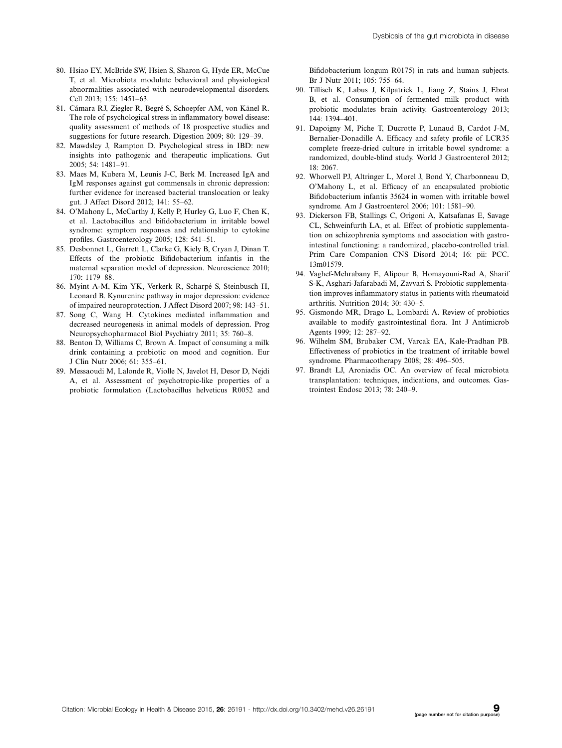80. Hsiao EY, McBride SW, Hsien S, Sharon G, Hyde ER, McCue T, et al. Microbiota modulate behavioral and physiological abnormalities associated with neurodevelopmental disorders. Cell 2013; 155: 1451–63.
81. Cámara RJ, Ziegler R, Begré S, Schoepfer AM, von Känel R. The role of psychological stress in inflammatory bowel disease: quality assessment of methods of 18 prospective studies and suggestions for future research. Digestion 2009; 80: 129–39.
82. Mawdsley J, Rampton D. Psychological stress in IBD: new insights into pathogenic and therapeutic implications. Gut 2005; 54: 1481–91.
83. Maes M, Kubera M, Leunis J-C, Berk M. Increased IgA and IgM responses against gut commensals in chronic depression: further evidence for increased bacterial translocation or leaky gut. J Affect Disord 2012; 141: 55–62.
84. O'Mahony L, McCarthy J, Kelly P, Hurley G, Luo F, Chen K, et al. Lactobacillus and bifidobacterium in irritable bowel syndrome: symptom responses and relationship to cytokine profiles. Gastroenterology 2005; 128: 541–51.
85. Desbonnet L, Garrett L, Clarke G, Kiely B, Cryan J, Dinan T. Effects of the probiotic Bifidobacterium infantis in the maternal separation model of depression. Neuroscience 2010; 170: 1179–88.
86. Myint A-M, Kim YK, Verkerk R, Scharpé S, Steinbusch H, Leonard B. Kynurenine pathway in major depression: evidence of impaired neuroprotection. J Affect Disord 2007; 98: 143–51.
87. Song C, Wang H. Cytokines mediated inflammation and decreased neurogenesis in animal models of depression. Prog Neuropsychopharmacol Biol Psychiatry 2011; 35: 760–8.
88. Benton D, Williams C, Brown A. Impact of consuming a milk drink containing a probiotic on mood and cognition. Eur J Clin Nutr 2006; 61: 355–61.
89. Messaoudi M, Lalonde R, Violle N, Javelot H, Desor D, Nejdi A, et al. Assessment of psychotropic-like properties of a probiotic formulation (Lactobacillus helveticus R0052 and Bifidobacterium longum R0175) in rats and human subjects. Br J Nutr 2011; 105: 755–64.
90. Tillisch K, Labus J, Kilpatrick L, Jiang Z, Stains J, Ebrat B, et al. Consumption of fermented milk product with probiotic modulates brain activity. Gastroenterology 2013; 144: 1394–401.
91. Dapoigny M, Piche T, Ducrotte P, Lunaud B, Cardot J-M, Bernalier-Donadille A. Efficacy and safety profile of LCR35 complete freeze-dried culture in irritable bowel syndrome: a randomized, double-blind study. World J Gastroenterol 2012; 18: 2067.
92. Whorwell PJ, Altringer L, Morel J, Bond Y, Charbonneau D, O'Mahony L, et al. Efficacy of an encapsulated probiotic Bifidobacterium infantis 35624 in women with irritable bowel syndrome. Am J Gastroenterol 2006; 101: 1581–90.
93. Dickerson FB, Stallings C, Origoni A, Katsafanas E, Savage CL, Schweinfurth LA, et al. Effect of probiotic supplementation on schizophrenia symptoms and association with gastrointestinal functioning: a randomized, placebo-controlled trial. Prim Care Companion CNS Disord 2014; 16: pii: PCC. 13m01579.
94. Vaghef-Mehrabany E, Alipour B, Homayouni-Rad A, Sharif S-K, Asghari-Jafarabadi M, Zavvari S. Probiotic supplementation improves inflammatory status in patients with rheumatoid arthritis. Nutrition 2014; 30: 430–5.
95. Gismondo MR, Drago L, Lombardi A. Review of probiotics available to modify gastrointestinal flora. Int J Antimicrob Agents 1999; 12: 287–92.
96. Wilhelm SM, Brubaker CM, Varcak EA, Kale-Pradhan PB. Effectiveness of probiotics in the treatment of irritable bowel syndrome. Pharmacotherapy 2008; 28: 496–505.
97. Brandt LJ, Aroniadis OC. An overview of fecal microbiota transplantation: techniques, indications, and outcomes. Gastrointest Endosc 2013; 78: 240–9.